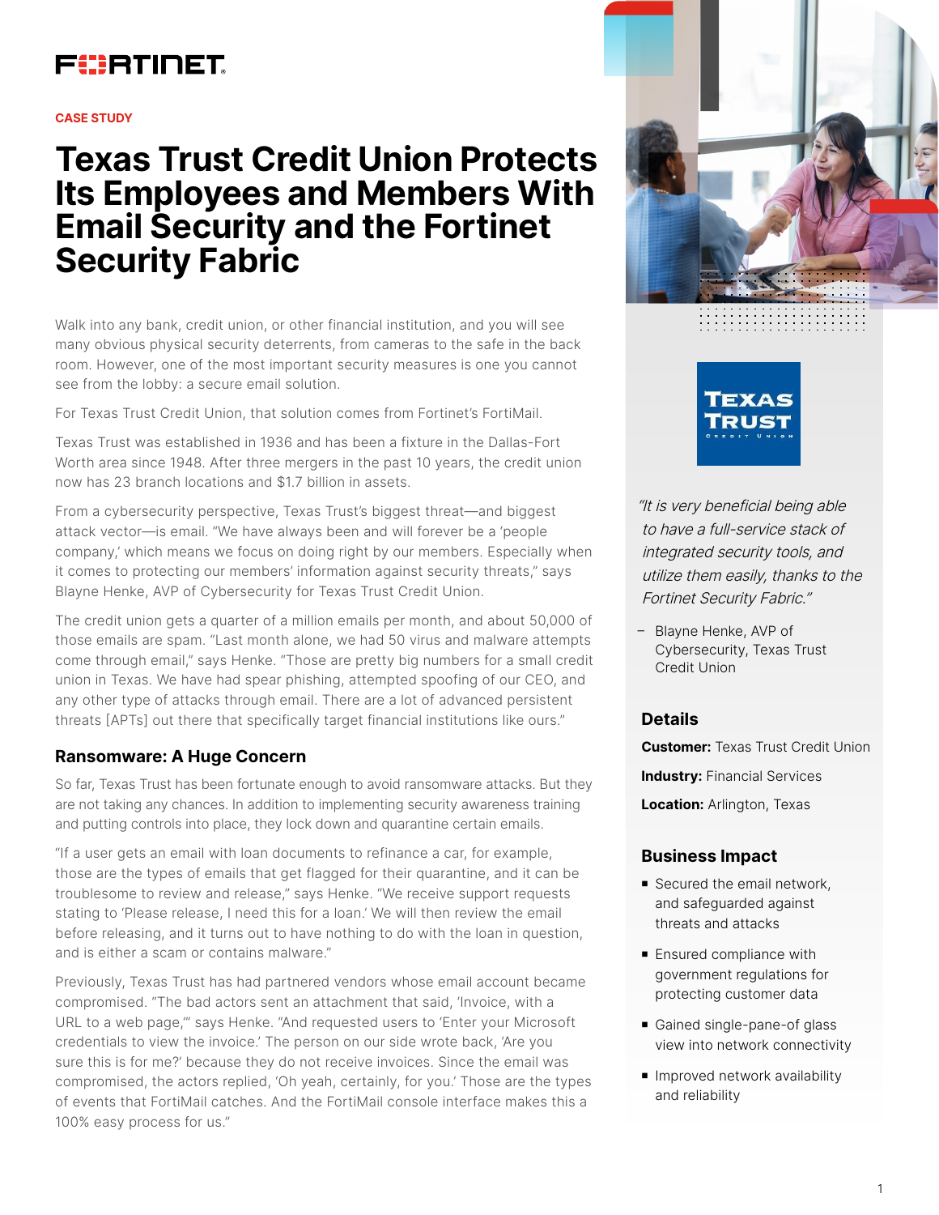CASE STUDY

# Texas Trust Credit Union Protects Its Employees and Members With Email Security and the Fortinet Security Fabric

Walk into any bank, credit union, or other financial institution, and you will see many obvious physical security deterrents, from cameras to the safe in the back room. However, one of the most important security measures is one you cannot see from the lobby: a secure email solution.

For Texas Trust Credit Union, that solution comes from Fortinet's FortiMail.

Texas Trust was established in 1936 and has been a fixture in the Dallas-Fort Worth area since 1948. After three mergers in the past 10 years, the credit union now has 23 branch locations and $1.7 billion in assets.

From a cybersecurity perspective, Texas Trust's biggest threat—and biggest attack vector—is email. "We have always been and will forever be a 'people company,' which means we focus on doing right by our members. Especially when it comes to protecting our members' information against security threats," says Blayne Henke, AVP of Cybersecurity for Texas Trust Credit Union.

The credit union gets a quarter of a million emails per month, and about 50,000 of those emails are spam. "Last month alone, we had 50 virus and malware attempts come through email," says Henke. "Those are pretty big numbers for a small credit union in Texas. We have had spear phishing, attempted spoofing of our CEO, and any other type of attacks through email. There are a lot of advanced persistent threats [APTs] out there that specifically target financial institutions like ours."

## Ransomware: A Huge Concern

So far, Texas Trust has been fortunate enough to avoid ransomware attacks. But they are not taking any chances. In addition to implementing security awareness training and putting controls into place, they lock down and quarantine certain emails.

"If a user gets an email with loan documents to refinance a car, for example, those are the types of emails that get flagged for their quarantine, and it can be troublesome to review and release," says Henke. "We receive support requests stating to 'Please release, I need this for a loan.' We will then review the email before releasing, and it turns out to have nothing to do with the loan in question, and is either a scam or contains malware."

Previously, Texas Trust has had partnered vendors whose email account became compromised. "The bad actors sent an attachment that said, 'Invoice, with a URL to a web page,'" says Henke. "And requested users to 'Enter your Microsoft credentials to view the invoice.' The person on our side wrote back, 'Are you sure this is for me?' because they do not receive invoices. Since the email was compromised, the actors replied, 'Oh yeah, certainly, for you.' Those are the types of events that FortiMail catches. And the FortiMail console interface makes this a 100% easy process for us."

*"It is very beneficial being able to have a full-service stack of integrated security tools, and utilize them easily, thanks to the Fortinet Security Fabric."*

– Blayne Henke, AVP of Cybersecurity, Texas Trust Credit Union

### Details

**Customer:** Texas Trust Credit Union

**Industry:** Financial Services

**Location:** Arlington, Texas

### Business Impact

- Secured the email network, and safeguarded against threats and attacks
- Ensured compliance with government regulations for protecting customer data
- Gained single-pane-of glass view into network connectivity
- Improved network availability and reliability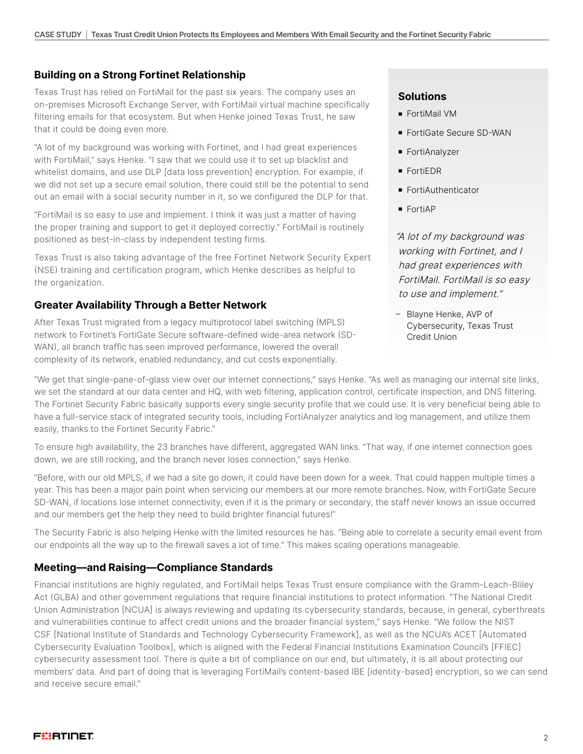## Building on a Strong Fortinet Relationship

Texas Trust has relied on FortiMail for the past six years. The company uses an on-premises Microsoft Exchange Server, with FortiMail virtual machine specifically filtering emails for that ecosystem. But when Henke joined Texas Trust, he saw that it could be doing even more.

"A lot of my background was working with Fortinet, and I had great experiences with FortiMail," says Henke. "I saw that we could use it to set up blacklist and whitelist domains, and use DLP [data loss prevention] encryption. For example, if we did not set up a secure email solution, there could still be the potential to send out an email with a social security number in it, so we configured the DLP for that.

"FortiMail is so easy to use and implement. I think it was just a matter of having the proper training and support to get it deployed correctly." FortiMail is routinely positioned as best-in-class by independent testing firms.

Texas Trust is also taking advantage of the free Fortinet Network Security Expert (NSE) training and certification program, which Henke describes as helpful to the organization.

## Greater Availability Through a Better Network

After Texas Trust migrated from a legacy multiprotocol label switching (MPLS) network to Fortinet's FortiGate Secure software-defined wide-area network (SD-WAN), all branch traffic has seen improved performance, lowered the overall complexity of its network, enabled redundancy, and cut costs exponentially.

"We get that single-pane-of-glass view over our internet connections," says Henke. "As well as managing our internal site links, we set the standard at our data center and HQ, with web filtering, application control, certificate inspection, and DNS filtering. The Fortinet Security Fabric basically supports every single security profile that we could use. It is very beneficial being able to have a full-service stack of integrated security tools, including FortiAnalyzer analytics and log management, and utilize them easily, thanks to the Fortinet Security Fabric."

To ensure high availability, the 23 branches have different, aggregated WAN links. "That way, if one internet connection goes down, we are still rocking, and the branch never loses connection," says Henke.

"Before, with our old MPLS, if we had a site go down, it could have been down for a week. That could happen multiple times a year. This has been a major pain point when servicing our members at our more remote branches. Now, with FortiGate Secure SD-WAN, if locations lose internet connectivity, even if it is the primary or secondary, the staff never knows an issue occurred and our members get the help they need to build brighter financial futures!"

The Security Fabric is also helping Henke with the limited resources he has. "Being able to correlate a security email event from our endpoints all the way up to the firewall saves a lot of time." This makes scaling operations manageable.

## Meeting—and Raising—Compliance Standards

Financial institutions are highly regulated, and FortiMail helps Texas Trust ensure compliance with the Gramm-Leach-Bliley Act (GLBA) and other government regulations that require financial institutions to protect information. "The National Credit Union Administration [NCUA] is always reviewing and updating its cybersecurity standards, because, in general, cyberthreats and vulnerabilities continue to affect credit unions and the broader financial system," says Henke. "We follow the NIST CSF [National Institute of Standards and Technology Cybersecurity Framework], as well as the NCUA's ACET [Automated Cybersecurity Evaluation Toolbox], which is aligned with the Federal Financial Institutions Examination Council's [FFIEC] cybersecurity assessment tool. There is quite a bit of compliance on our end, but ultimately, it is all about protecting our members' data. And part of doing that is leveraging FortiMail's content-based IBE [identity-based] encryption, so we can send and receive secure email."

### Solutions

- FortiMail VM
- FortiGate Secure SD-WAN
- FortiAnalyzer
- FortiEDR
- FortiAuthenticator
- FortiAP

*"A lot of my background was working with Fortinet, and I had great experiences with FortiMail. FortiMail is so easy to use and implement."*

– Blayne Henke, AVP of Cybersecurity, Texas Trust Credit Union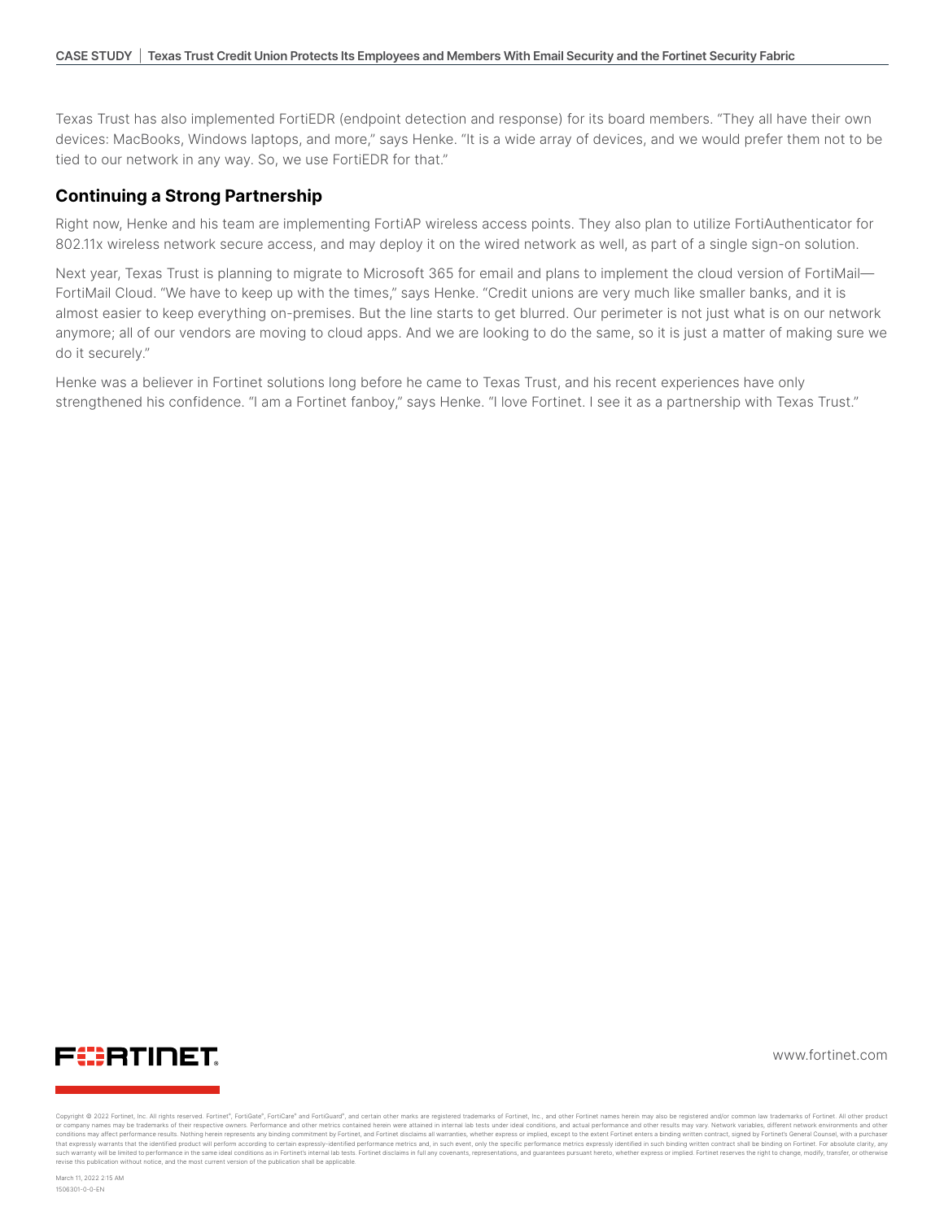Texas Trust has also implemented FortiEDR (endpoint detection and response) for its board members. "They all have their own devices: MacBooks, Windows laptops, and more," says Henke. "It is a wide array of devices, and we would prefer them not to be tied to our network in any way. So, we use FortiEDR for that."

## Continuing a Strong Partnership

Right now, Henke and his team are implementing FortiAP wireless access points. They also plan to utilize FortiAuthenticator for 802.11x wireless network secure access, and may deploy it on the wired network as well, as part of a single sign-on solution.

Next year, Texas Trust is planning to migrate to Microsoft 365 for email and plans to implement the cloud version of FortiMail—FortiMail Cloud. "We have to keep up with the times," says Henke. "Credit unions are very much like smaller banks, and it is almost easier to keep everything on-premises. But the line starts to get blurred. Our perimeter is not just what is on our network anymore; all of our vendors are moving to cloud apps. And we are looking to do the same, so it is just a matter of making sure we do it securely."

Henke was a believer in Fortinet solutions long before he came to Texas Trust, and his recent experiences have only strengthened his confidence. "I am a Fortinet fanboy," says Henke. "I love Fortinet. I see it as a partnership with Texas Trust."

www.fortinet.com

Copyright © 2022 Fortinet, Inc. All rights reserved. Fortinet®, FortiGate®, FortiCare® and FortiGuard®, and certain other marks are registered trademarks of Fortinet, Inc., and other Fortinet names herein may also be registered and/or common law trademarks of Fortinet. All other product or company names may be trademarks of their respective owners. Performance and other metrics contained herein were attained in internal lab tests under ideal conditions, and actual performance and other results may vary. Network variables, different network environments and other conditions may affect performance results. Nothing herein represents any binding commitment by Fortinet, and Fortinet disclaims all warranties, whether express or implied, except to the extent Fortinet enters a binding written contract, signed by Fortinet's General Counsel, with a purchaser that expressly warrants that the identified product will perform according to certain expressly-identified performance metrics and, in such event, only the specific performance metrics expressly identified in such binding written contract shall be binding on Fortinet. For absolute clarity, any such warranty will be limited to performance in the same ideal conditions as in Fortinet's internal lab tests. Fortinet disclaims in full any covenants, representations, and guarantees pursuant hereto, whether express or implied. Fortinet reserves the right to change, modify, transfer, or otherwise revise this publication without notice, and the most current version of the publication shall be applicable.

March 11, 2022 2:15 AM
1506301-0-0-EN